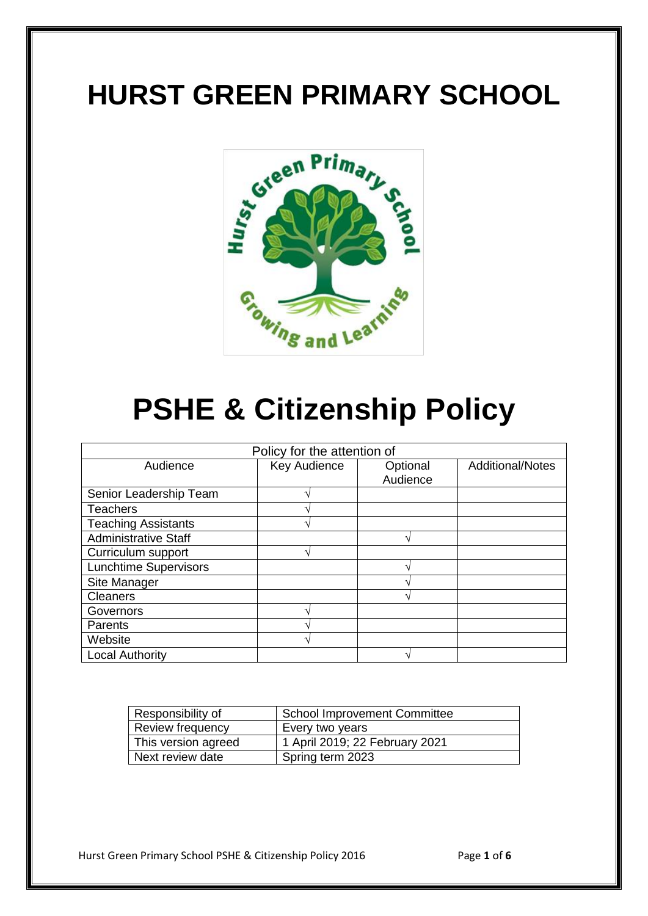# HURST GREEN PRIMARY SCHOOL

# PSHE & Citizenship Policy

| Policy for the attention of | | | |
|---|---|---|---|
| Audience | Key Audience | Optional Audience | Additional/Notes |
| Senior Leadership Team | √ | | |
| Teachers | √ | | |
| Teaching Assistants | √ | | |
| Administrative Staff | | √ | |
| Curriculum support | √ | | |
| Lunchtime Supervisors | | √ | |
| Site Manager | | √ | |
| Cleaners | | √ | |
| Governors | √ | | |
| Parents | √ | | |
| Website | √ | | |
| Local Authority | | √ | |

| Responsibility of | School Improvement Committee |
|---|---|
| Review frequency | Every two years |
| This version agreed | 1 April 2019; 22 February 2021 |
| Next review date | Spring term 2023 |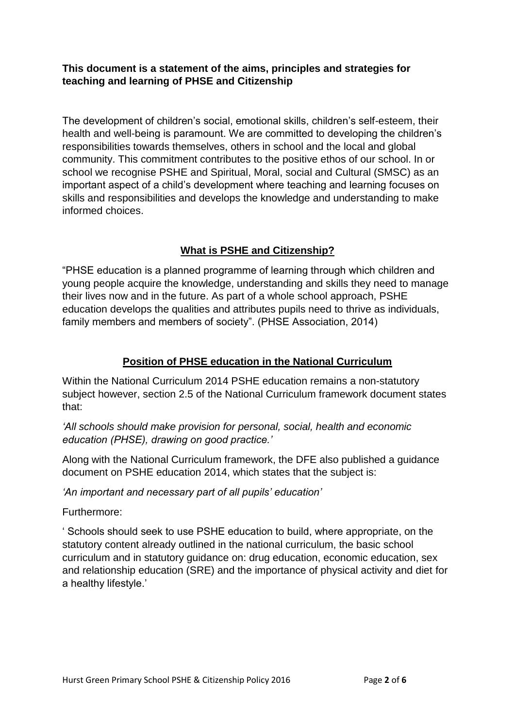**This document is a statement of the aims, principles and strategies for teaching and learning of PHSE and Citizenship**

The development of children's social, emotional skills, children's self-esteem, their health and well-being is paramount. We are committed to developing the children's responsibilities towards themselves, others in school and the local and global community. This commitment contributes to the positive ethos of our school. In or school we recognise PSHE and Spiritual, Moral, social and Cultural (SMSC) as an important aspect of a child's development where teaching and learning focuses on skills and responsibilities and develops the knowledge and understanding to make informed choices.

## What is PSHE and Citizenship?

"PHSE education is a planned programme of learning through which children and young people acquire the knowledge, understanding and skills they need to manage their lives now and in the future. As part of a whole school approach, PSHE education develops the qualities and attributes pupils need to thrive as individuals, family members and members of society". (PHSE Association, 2014)

## Position of PHSE education in the National Curriculum

Within the National Curriculum 2014 PSHE education remains a non-statutory subject however, section 2.5 of the National Curriculum framework document states that:

*'All schools should make provision for personal, social, health and economic education (PHSE), drawing on good practice.'*

Along with the National Curriculum framework, the DFE also published a guidance document on PSHE education 2014, which states that the subject is:

*'An important and necessary part of all pupils' education'*

Furthermore:

' Schools should seek to use PSHE education to build, where appropriate, on the statutory content already outlined in the national curriculum, the basic school curriculum and in statutory guidance on: drug education, economic education, sex and relationship education (SRE) and the importance of physical activity and diet for a healthy lifestyle.'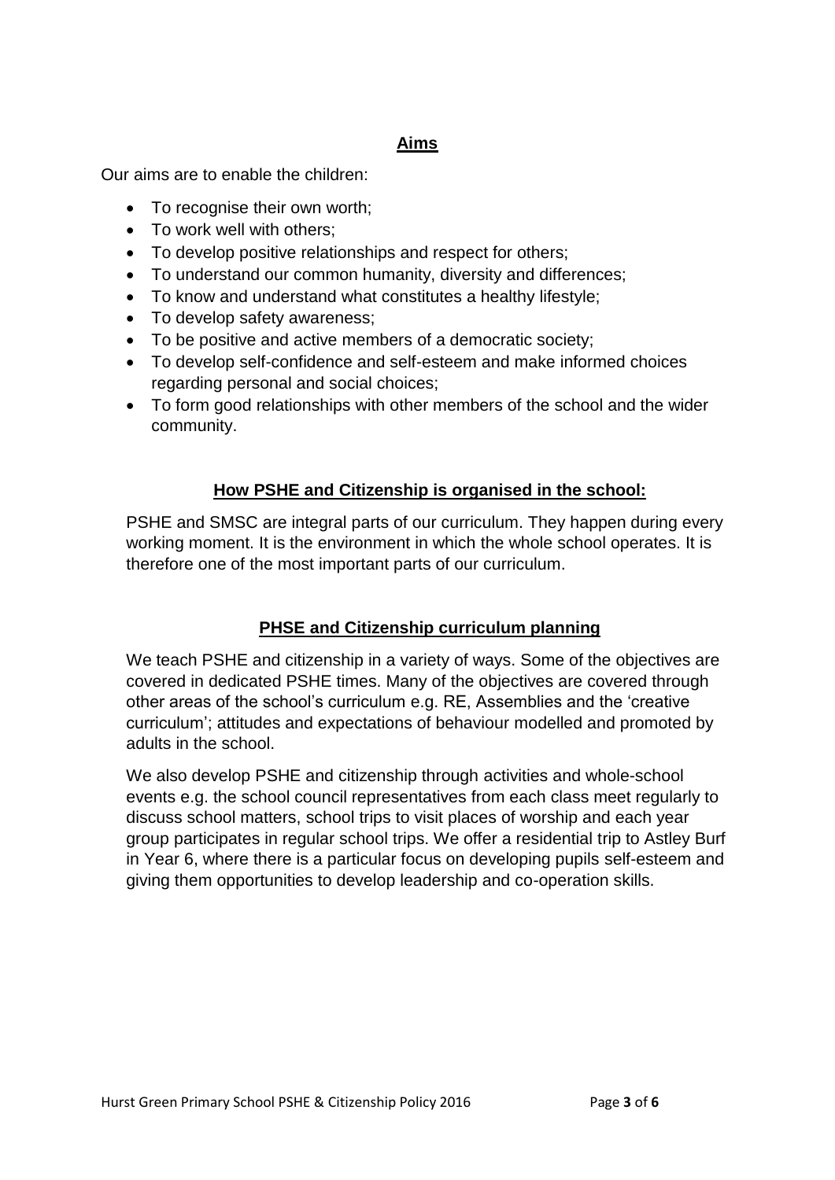## Aims

Our aims are to enable the children:

- To recognise their own worth;
- To work well with others;
- To develop positive relationships and respect for others;
- To understand our common humanity, diversity and differences;
- To know and understand what constitutes a healthy lifestyle;
- To develop safety awareness;
- To be positive and active members of a democratic society;
- To develop self-confidence and self-esteem and make informed choices regarding personal and social choices;
- To form good relationships with other members of the school and the wider community.

## How PSHE and Citizenship is organised in the school:

PSHE and SMSC are integral parts of our curriculum. They happen during every working moment. It is the environment in which the whole school operates. It is therefore one of the most important parts of our curriculum.

## PHSE and Citizenship curriculum planning

We teach PSHE and citizenship in a variety of ways. Some of the objectives are covered in dedicated PSHE times. Many of the objectives are covered through other areas of the school's curriculum e.g. RE, Assemblies and the 'creative curriculum'; attitudes and expectations of behaviour modelled and promoted by adults in the school.

We also develop PSHE and citizenship through activities and whole-school events e.g. the school council representatives from each class meet regularly to discuss school matters, school trips to visit places of worship and each year group participates in regular school trips. We offer a residential trip to Astley Burf in Year 6, where there is a particular focus on developing pupils self-esteem and giving them opportunities to develop leadership and co-operation skills.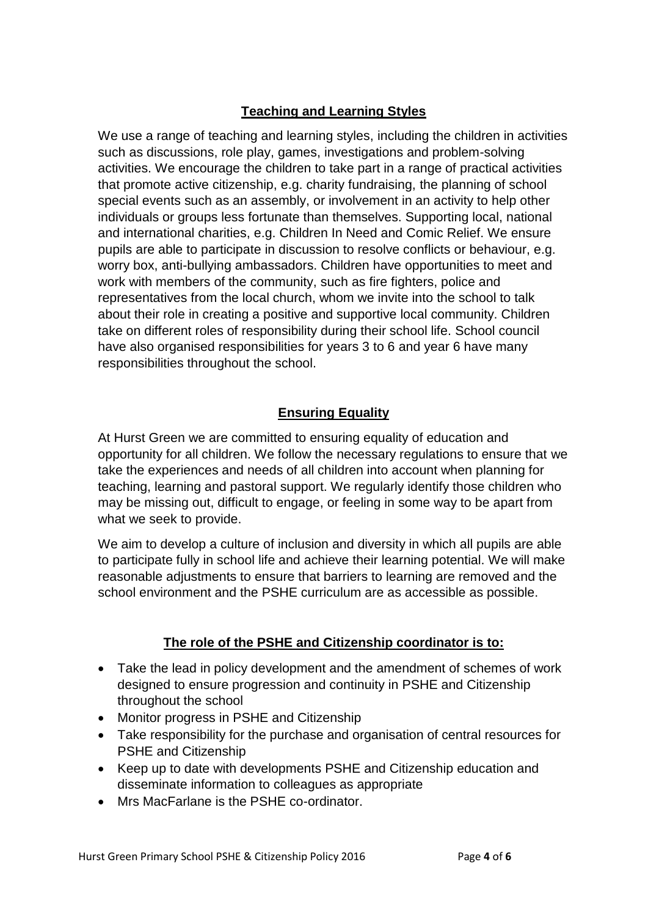## Teaching and Learning Styles

We use a range of teaching and learning styles, including the children in activities such as discussions, role play, games, investigations and problem-solving activities. We encourage the children to take part in a range of practical activities that promote active citizenship, e.g. charity fundraising, the planning of school special events such as an assembly, or involvement in an activity to help other individuals or groups less fortunate than themselves. Supporting local, national and international charities, e.g. Children In Need and Comic Relief. We ensure pupils are able to participate in discussion to resolve conflicts or behaviour, e.g. worry box, anti-bullying ambassadors. Children have opportunities to meet and work with members of the community, such as fire fighters, police and representatives from the local church, whom we invite into the school to talk about their role in creating a positive and supportive local community. Children take on different roles of responsibility during their school life. School council have also organised responsibilities for years 3 to 6 and year 6 have many responsibilities throughout the school.

## Ensuring Equality

At Hurst Green we are committed to ensuring equality of education and opportunity for all children. We follow the necessary regulations to ensure that we take the experiences and needs of all children into account when planning for teaching, learning and pastoral support. We regularly identify those children who may be missing out, difficult to engage, or feeling in some way to be apart from what we seek to provide.

We aim to develop a culture of inclusion and diversity in which all pupils are able to participate fully in school life and achieve their learning potential. We will make reasonable adjustments to ensure that barriers to learning are removed and the school environment and the PSHE curriculum are as accessible as possible.

## The role of the PSHE and Citizenship coordinator is to:

- Take the lead in policy development and the amendment of schemes of work designed to ensure progression and continuity in PSHE and Citizenship throughout the school
- Monitor progress in PSHE and Citizenship
- Take responsibility for the purchase and organisation of central resources for PSHE and Citizenship
- Keep up to date with developments PSHE and Citizenship education and disseminate information to colleagues as appropriate
- Mrs MacFarlane is the PSHE co-ordinator.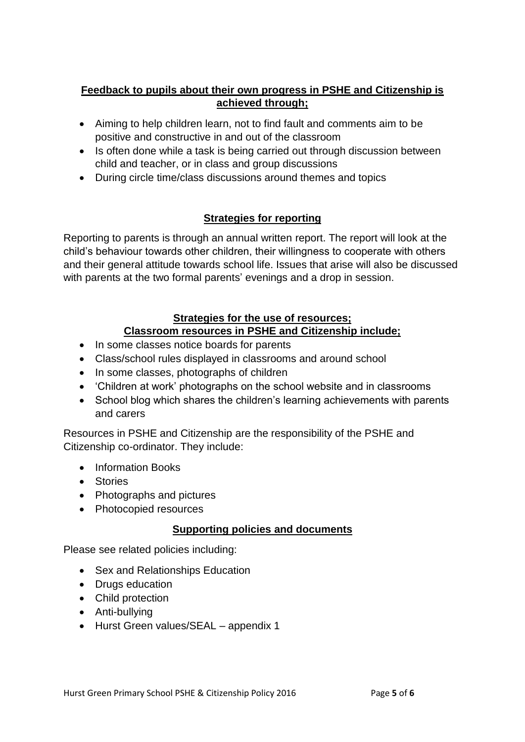## Feedback to pupils about their own progress in PSHE and Citizenship is achieved through;

- Aiming to help children learn, not to find fault and comments aim to be positive and constructive in and out of the classroom
- Is often done while a task is being carried out through discussion between child and teacher, or in class and group discussions
- During circle time/class discussions around themes and topics

## Strategies for reporting

Reporting to parents is through an annual written report. The report will look at the child's behaviour towards other children, their willingness to cooperate with others and their general attitude towards school life. Issues that arise will also be discussed with parents at the two formal parents' evenings and a drop in session.

## Strategies for the use of resources;
## Classroom resources in PSHE and Citizenship include;

- In some classes notice boards for parents
- Class/school rules displayed in classrooms and around school
- In some classes, photographs of children
- 'Children at work' photographs on the school website and in classrooms
- School blog which shares the children's learning achievements with parents and carers

Resources in PSHE and Citizenship are the responsibility of the PSHE and Citizenship co-ordinator. They include:

- Information Books
- Stories
- Photographs and pictures
- Photocopied resources

## Supporting policies and documents

Please see related policies including:

- Sex and Relationships Education
- Drugs education
- Child protection
- Anti-bullying
- Hurst Green values/SEAL – appendix 1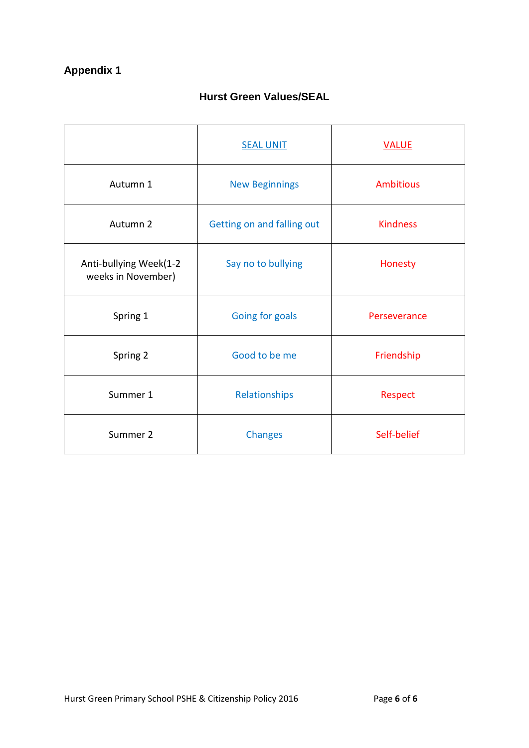## Appendix 1

### Hurst Green Values/SEAL

| | SEAL UNIT | VALUE |
|---|---|---|
| Autumn 1 | New Beginnings | Ambitious |
| Autumn 2 | Getting on and falling out | Kindness |
| Anti-bullying Week(1-2 weeks in November) | Say no to bullying | Honesty |
| Spring 1 | Going for goals | Perseverance |
| Spring 2 | Good to be me | Friendship |
| Summer 1 | Relationships | Respect |
| Summer 2 | Changes | Self-belief |